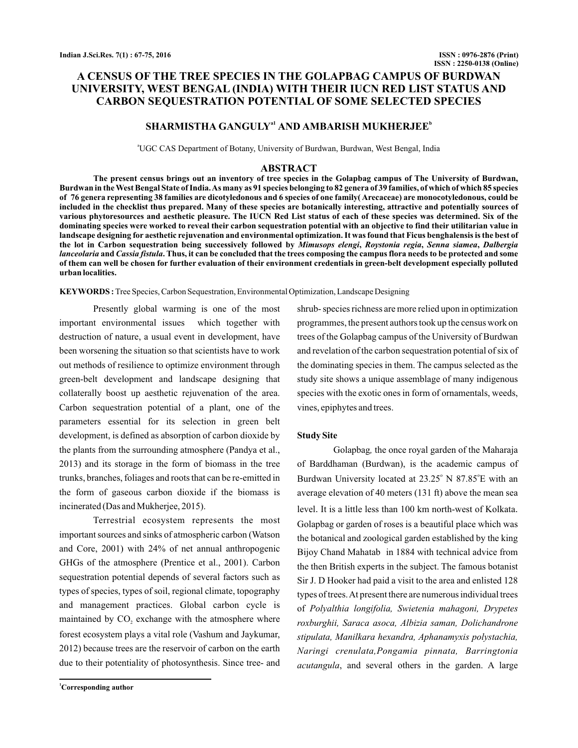# A CENSUS OF THE TREE SPECIES IN THE GOLAPBAG CAMPUS OF BURDWAN UNIVERSITY, WEST BENGAL (INDIA) WITH THEIR IUCN RED LIST STATUS AND CARBON SEQUESTRATION POTENTIAL OF SOME SELECTED SPECIES

**SHARMISTHA GANGULY[a1] AND AMBARISH MUKHERJEE[b]**

[a]UGC CAS Department of Botany, University of Burdwan, Burdwan, West Bengal, India

## ABSTRACT

**The present census brings out an inventory of tree species in the Golapbag campus of The University of Burdwan, Burdwan in the West Bengal State of India. As many as 91 species belonging to 82 genera of 39 families, of which of which 85 species of 76 genera representing 38 families are dicotyledonous and 6 species of one family( Arecaceae) are monocotyledonous, could be included in the checklist thus prepared. Many of these species are botanically interesting, attractive and potentially sources of various phytoresources and aesthetic pleasure. The IUCN Red List status of each of these species was determined. Six of the dominating species were worked to reveal their carbon sequestration potential with an objective to find their utilitarian value in landscape designing for aesthetic rejuvenation and environmental optimization. It was found that Ficus benghalensis is the best of the lot in Carbon sequestration being successively followed by *Mimusops elengi*, *Roystonia regia*, *Senna siamea*, *Dalbergia lanceolaria* and *Cassia fistula*. Thus, it can be concluded that the trees composing the campus flora needs to be protected and some of them can well be chosen for further evaluation of their environment credentials in green-belt development especially polluted urban localities.**

**KEYWORDS :** Tree Species, Carbon Sequestration, Environmental Optimization, Landscape Designing

Presently global warming is one of the most important environmental issues which together with destruction of nature, a usual event in development, have been worsening the situation so that scientists have to work out methods of resilience to optimize environment through green-belt development and landscape designing that collaterally boost up aesthetic rejuvenation of the area. Carbon sequestration potential of a plant, one of the parameters essential for its selection in green belt development, is defined as absorption of carbon dioxide by the plants from the surrounding atmosphere (Pandya et al., 2013) and its storage in the form of biomass in the tree trunks, branches, foliages and roots that can be re-emitted in the form of gaseous carbon dioxide if the biomass is incinerated (Das and Mukherjee, 2015).

Terrestrial ecosystem represents the most important sources and sinks of atmospheric carbon (Watson and Core, 2001) with 24% of net annual anthropogenic GHGs of the atmosphere (Prentice et al., 2001). Carbon sequestration potential depends of several factors such as types of species, types of soil, regional climate, topography and management practices. Global carbon cycle is maintained by $CO_2$ exchange with the atmosphere where forest ecosystem plays a vital role (Vashum and Jaykumar, 2012) because trees are the reservoir of carbon on the earth due to their potentiality of photosynthesis. Since tree- and shrub- species richness are more relied upon in optimization programmes, the present authors took up the census work on trees of the Golapbag campus of the University of Burdwan and revelation of the carbon sequestration potential of six of the dominating species in them. The campus selected as the study site shows a unique assemblage of many indigenous species with the exotic ones in form of ornamentals, weeds, vines, epiphytes and trees.

### Study Site

Golapbag, the once royal garden of the Maharaja of Barddhaman (Burdwan), is the academic campus of Burdwan University located at 23.25° N 87.85°E with an average elevation of 40 meters (131 ft) above the mean sea level. It is a little less than 100 km north-west of Kolkata. Golapbag or garden of roses is a beautiful place which was the botanical and zoological garden established by the king Bijoy Chand Mahatab in 1884 with technical advice from the then British experts in the subject. The famous botanist Sir J. D Hooker had paid a visit to the area and enlisted 128 types of trees. At present there are numerous individual trees of *Polyalthia longifolia, Swietenia mahagoni, Drypetes roxburghii, Saraca asoca, Albizia saman, Dolichandrone stipulata, Manilkara hexandra, Aphanamyxis polystachia, Naringi crenulata,Pongamia pinnata, Barringtonia acutangula*, and several others in the garden. A large

[1]Corresponding author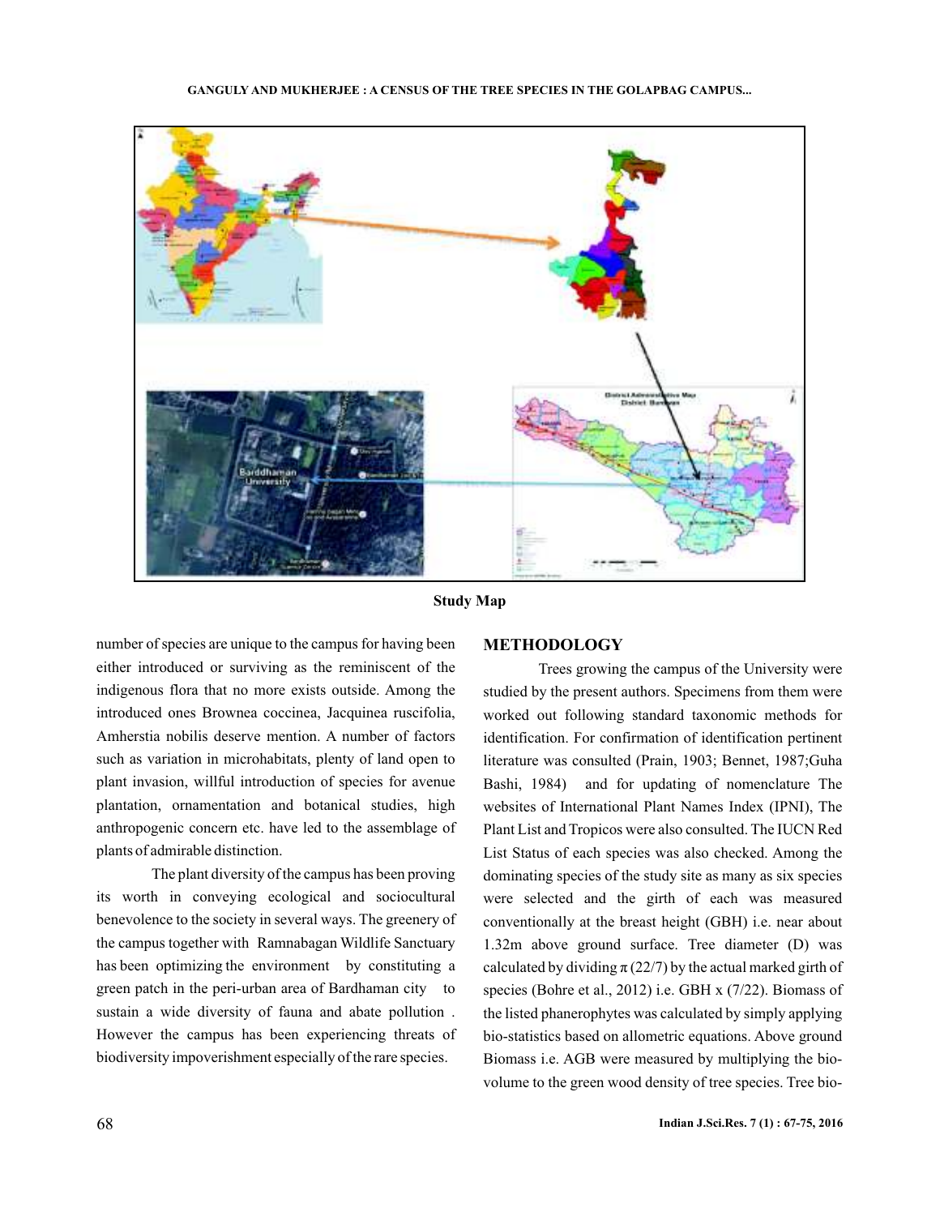Study Map

number of species are unique to the campus for having been either introduced or surviving as the reminiscent of the indigenous flora that no more exists outside. Among the introduced ones Brownea coccinea, Jacquinea ruscifolia, Amherstia nobilis deserve mention. A number of factors such as variation in microhabitats, plenty of land open to plant invasion, willful introduction of species for avenue plantation, ornamentation and botanical studies, high anthropogenic concern etc. have led to the assemblage of plants of admirable distinction.

The plant diversity of the campus has been proving its worth in conveying ecological and sociocultural benevolence to the society in several ways. The greenery of the campus together with Ramnabagan Wildlife Sanctuary has been optimizing the environment by constituting a green patch in the peri-urban area of Bardhaman city to sustain a wide diversity of fauna and abate pollution . However the campus has been experiencing threats of biodiversity impoverishment especially of the rare species.

## METHODOLOGY

Trees growing the campus of the University were studied by the present authors. Specimens from them were worked out following standard taxonomic methods for identification. For confirmation of identification pertinent literature was consulted (Prain, 1903; Bennet, 1987;Guha Bashi, 1984) and for updating of nomenclature The websites of International Plant Names Index (IPNI), The Plant List and Tropicos were also consulted. The IUCN Red List Status of each species was also checked. Among the dominating species of the study site as many as six species were selected and the girth of each was measured conventionally at the breast height (GBH) i.e. near about 1.32m above ground surface. Tree diameter (D) was calculated by dividing $\pi$ (22/7) by the actual marked girth of species (Bohre et al., 2012) i.e. GBH x (7/22). Biomass of the listed phanerophytes was calculated by simply applying bio-statistics based on allometric equations. Above ground Biomass i.e. AGB were measured by multiplying the bio-volume to the green wood density of tree species. Tree bio-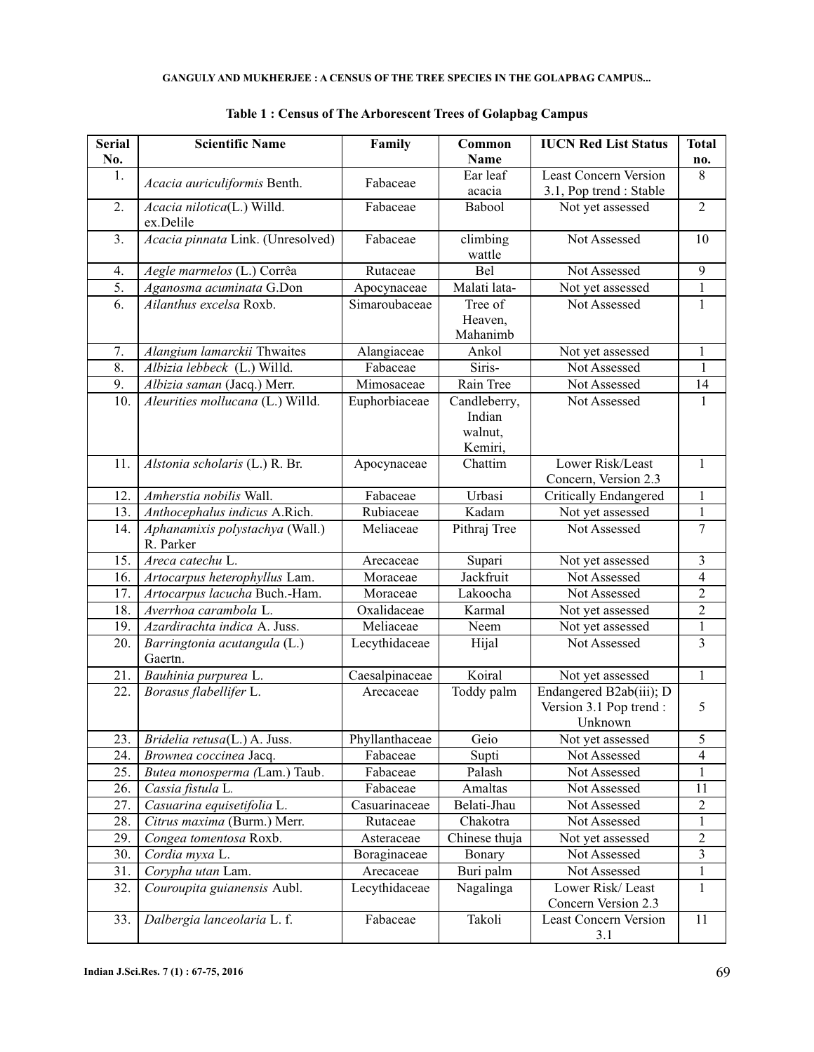**Table 1 : Census of The Arborescent Trees of Golapbag Campus**

| Serial No. | Scientific Name | Family | Common Name | IUCN Red List Status | Total no. |
|---|---|---|---|---|---|
| 1. | *Acacia auriculiformis* Benth. | Fabaceae | Ear leaf acacia | Least Concern Version 3.1, Pop trend : Stable | 8 |
| 2. | *Acacia nilotica*(L.) Willd. ex.Delile | Fabaceae | Babool | Not yet assessed | 2 |
| 3. | *Acacia pinnata* Link. (Unresolved) | Fabaceae | climbing wattle | Not Assessed | 10 |
| 4. | *Aegle marmelos* (L.) Corrêa | Rutaceae | Bel | Not Assessed | 9 |
| 5. | *Aganosma acuminata* G.Don | Apocynaceae | Malati lata- | Not yet assessed | 1 |
| 6. | *Ailanthus excelsa* Roxb. | Simaroubaceae | Tree of Heaven, Mahanimb | Not Assessed | 1 |
| 7. | *Alangium lamarckii* Thwaites | Alangiaceae | Ankol | Not yet assessed | 1 |
| 8. | *Albizia lebbeck* (L.) Willd. | Fabaceae | Siris- | Not Assessed | 1 |
| 9. | *Albizia saman* (Jacq.) Merr. | Mimosaceae | Rain Tree | Not Assessed | 14 |
| 10. | *Aleurities mollucana* (L.) Willd. | Euphorbiaceae | Candleberry, Indian walnut, Kemiri, | Not Assessed | 1 |
| 11. | *Alstonia scholaris* (L.) R. Br. | Apocynaceae | Chattim | Lower Risk/Least Concern, Version 2.3 | 1 |
| 12. | *Amherstia nobilis* Wall. | Fabaceae | Urbasi | Critically Endangered | 1 |
| 13. | *Anthocephalus indicus* A.Rich. | Rubiaceae | Kadam | Not yet assessed | 1 |
| 14. | *Aphanamixis polystachya* (Wall.) R. Parker | Meliaceae | Pithraj Tree | Not Assessed | 7 |
| 15. | *Areca catechu* L. | Arecaceae | Supari | Not yet assessed | 3 |
| 16. | *Artocarpus heterophyllus* Lam. | Moraceae | Jackfruit | Not Assessed | 4 |
| 17. | *Artocarpus lacucha* Buch.-Ham. | Moraceae | Lakoocha | Not Assessed | 2 |
| 18. | *Averrhoa carambola* L. | Oxalidaceae | Karmal | Not yet assessed | 2 |
| 19. | *Azardirachta indica* A. Juss. | Meliaceae | Neem | Not yet assessed | 1 |
| 20. | *Barringtonia acutangula* (L.) Gaertn. | Lecythidaceae | Hijal | Not Assessed | 3 |
| 21. | *Bauhinia purpurea* L. | Caesalpinaceae | Koiral | Not yet assessed | 1 |
| 22. | *Borasus flabellifer* L. | Arecaceae | Toddy palm | Endangered B2ab(iii); D Version 3.1 Pop trend : Unknown | 5 |
| 23. | *Bridelia retusa*(L.) A. Juss. | Phyllanthaceae | Geio | Not yet assessed | 5 |
| 24. | *Brownea coccinea* Jacq. | Fabaceae | Supti | Not Assessed | 4 |
| 25. | *Butea monosperma (*Lam.) Taub. | Fabaceae | Palash | Not Assessed | 1 |
| 26. | *Cassia fistula* L. | Fabaceae | Amaltas | Not Assessed | 11 |
| 27. | *Casuarina equisetifolia* L. | Casuarinaceae | Belati-Jhau | Not Assessed | 2 |
| 28. | *Citrus maxima* (Burm.) Merr. | Rutaceae | Chakotra | Not Assessed | 1 |
| 29. | *Congea tomentosa* Roxb. | Asteraceae | Chinese thuja | Not yet assessed | 2 |
| 30. | *Cordia myxa* L. | Boraginaceae | Bonary | Not Assessed | 3 |
| 31. | *Corypha utan* Lam. | Arecaceae | Buri palm | Not Assessed | 1 |
| 32. | *Couroupita guianensis* Aubl. | Lecythidaceae | Nagalinga | Lower Risk/ Least Concern Version 2.3 | 1 |
| 33. | *Dalbergia lanceolaria* L. f. | Fabaceae | Takoli | Least Concern Version 3.1 | 11 |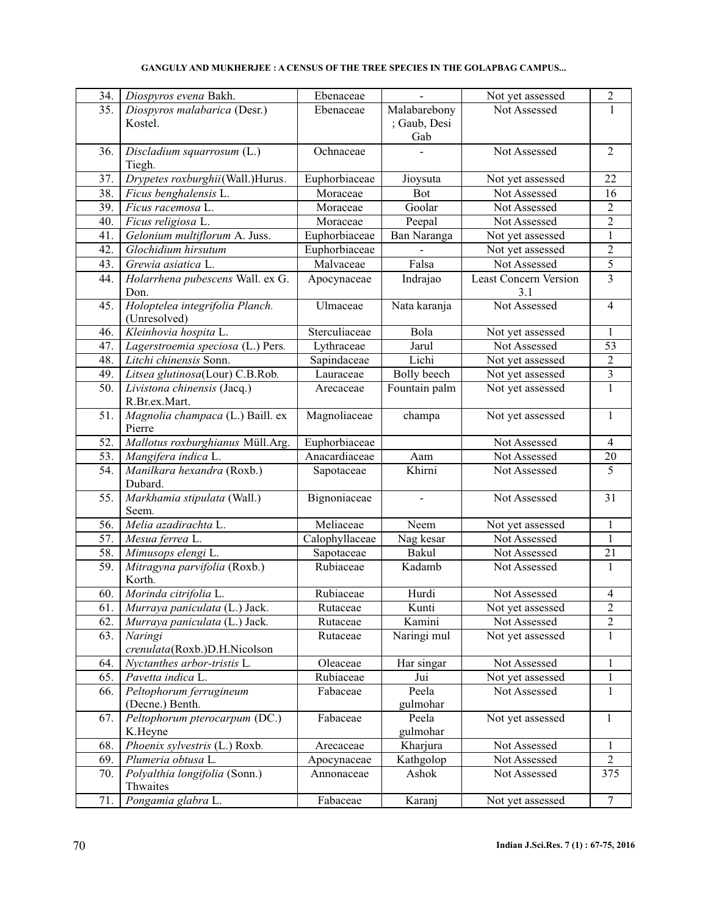| 34. | *Diospyros evena* Bakh. | Ebenaceae | - | Not yet assessed | 2 |
|---|---|---|---|---|---|
| 35. | *Diospyros malabarica* (Desr.) Kostel. | Ebenaceae | Malabarebony ; Gaub, Desi Gab | Not Assessed | 1 |
| 36. | *Discladium squarrosum* (L.) Tiegh. | Ochnaceae | - | Not Assessed | 2 |
| 37. | *Drypetes roxburghii*(Wall.)Hurus. | Euphorbiaceae | Jioysuta | Not yet assessed | 22 |
| 38. | *Ficus benghalensis* L. | Moraceae | Bot | Not Assessed | 16 |
| 39. | *Ficus racemosa* L. | Moraceae | Goolar | Not Assessed | 2 |
| 40. | *Ficus religiosa* L. | Moraceae | Peepal | Not Assessed | 2 |
| 41. | *Gelonium multiflorum* A. Juss. | Euphorbiaceae | Ban Naranga | Not yet assessed | 1 |
| 42. | *Glochidium hirsutum* | Euphorbiaceae | - | Not yet assessed | 2 |
| 43. | *Grewia asiatica* L. | Malvaceae | Falsa | Not Assessed | 5 |
| 44. | *Holarrhena pubescens* Wall. ex G. Don. | Apocynaceae | Indrajao | Least Concern Version 3.1 | 3 |
| 45. | *Holoptelea integrifolia Planch.* (Unresolved) | Ulmaceae | Nata karanja | Not Assessed | 4 |
| 46. | *Kleinhovia hospita* L. | Sterculiaceae | Bola | Not yet assessed | 1 |
| 47. | *Lagerstroemia speciosa* (L.) Pers. | Lythraceae | Jarul | Not Assessed | 53 |
| 48. | *Litchi chinensis* Sonn. | Sapindaceae | Lichi | Not yet assessed | 2 |
| 49. | *Litsea glutinosa*(Lour) C.B.Rob. | Lauraceae | Bolly beech | Not yet assessed | 3 |
| 50. | *Livistona chinensis* (Jacq.) R.Br.ex.Mart. | Arecaceae | Fountain palm | Not yet assessed | 1 |
| 51. | *Magnolia champaca* (L.) Baill. ex Pierre | Magnoliaceae | champa | Not yet assessed | 1 |
| 52. | *Mallotus roxburghianus* Müll.Arg. | Euphorbiaceae | | Not Assessed | 4 |
| 53. | *Mangifera indica* L. | Anacardiaceae | Aam | Not Assessed | 20 |
| 54. | *Manilkara hexandra* (Roxb.) Dubard. | Sapotaceae | Khirni | Not Assessed | 5 |
| 55. | *Markhamia stipulata* (Wall.) Seem. | Bignoniaceae | - | Not Assessed | 31 |
| 56. | *Melia azadirachta* L. | Meliaceae | Neem | Not yet assessed | 1 |
| 57. | *Mesua ferrea* L. | Calophyllaceae | Nag kesar | Not Assessed | 1 |
| 58. | *Mimusops elengi* L. | Sapotaceae | Bakul | Not Assessed | 21 |
| 59. | *Mitragyna parvifolia* (Roxb.) Korth. | Rubiaceae | Kadamb | Not Assessed | 1 |
| 60. | *Morinda citrifolia* L. | Rubiaceae | Hurdi | Not Assessed | 4 |
| 61. | *Murraya paniculata* (L.) Jack. | Rutaceae | Kunti | Not yet assessed | 2 |
| 62. | *Murraya paniculata* (L.) Jack. | Rutaceae | Kamini | Not Assessed | 2 |
| 63. | *Naringi crenulata*(Roxb.)D.H.Nicolson | Rutaceae | Naringi mul | Not yet assessed | 1 |
| 64. | *Nyctanthes arbor-tristis* L. | Oleaceae | Har singar | Not Assessed | 1 |
| 65. | *Pavetta indica* L. | Rubiaceae | Jui | Not yet assessed | 1 |
| 66. | *Peltophorum ferrugineum* (Decne.) Benth. | Fabaceae | Peela gulmohar | Not Assessed | 1 |
| 67. | *Peltophorum pterocarpum* (DC.) K.Heyne | Fabaceae | Peela gulmohar | Not yet assessed | 1 |
| 68. | *Phoenix sylvestris* (L.) Roxb. | Arecaceae | Kharjura | Not Assessed | 1 |
| 69. | *Plumeria obtusa* L. | Apocynaceae | Kathgolop | Not Assessed | 2 |
| 70. | *Polyalthia longifolia* (Sonn.) Thwaites | Annonaceae | Ashok | Not Assessed | 375 |
| 71. | *Pongamia glabra* L. | Fabaceae | Karanj | Not yet assessed | 7 |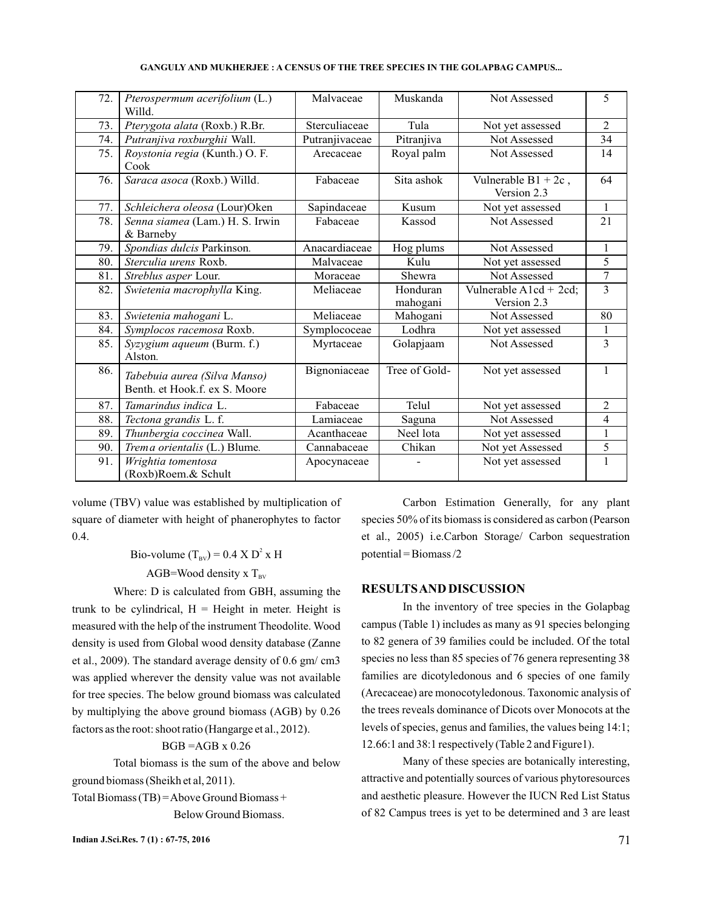| 72. | *Pterospermum acerifolium* (L.) Willd. | Malvaceae | Muskanda | Not Assessed | 5 |
|---|---|---|---|---|---|
| 73. | *Pterygota alata* (Roxb.) R.Br. | Sterculiaceae | Tula | Not yet assessed | 2 |
| 74. | *Putranjiva roxburghii* Wall. | Putranjivaceae | Pitranjiva | Not Assessed | 34 |
| 75. | *Roystonia regia* (Kunth.) O. F. Cook | Arecaceae | Royal palm | Not Assessed | 14 |
| 76. | *Saraca asoca* (Roxb.) Willd. | Fabaceae | Sita ashok | Vulnerable B1 + 2c , Version 2.3 | 64 |
| 77. | *Schleichera oleosa* (Lour)Oken | Sapindaceae | Kusum | Not yet assessed | 1 |
| 78. | *Senna siamea* (Lam.) H. S. Irwin & Barneby | Fabaceae | Kassod | Not Assessed | 21 |
| 79. | *Spondias dulcis* Parkinson. | Anacardiaceae | Hog plums | Not Assessed | 1 |
| 80. | *Sterculia urens* Roxb. | Malvaceae | Kulu | Not yet assessed | 5 |
| 81. | *Streblus asper* Lour. | Moraceae | Shewra | Not Assessed | 7 |
| 82. | *Swietenia macrophylla* King. | Meliaceae | Honduran mahogani | Vulnerable A1cd + 2cd; Version 2.3 | 3 |
| 83. | *Swietenia mahogani* L. | Meliaceae | Mahogani | Not Assessed | 80 |
| 84. | *Symplocos racemosa* Roxb. | Symplococeae | Lodhra | Not yet assessed | 1 |
| 85. | *Syzygium aqueum* (Burm. f.) Alston. | Myrtaceae | Golapjaam | Not Assessed | 3 |
| 86. | *Tabebuia aurea (Silva Manso)* Benth. et Hook.f. ex S. Moore | Bignoniaceae | Tree of Gold- | Not yet assessed | 1 |
| 87. | *Tamarindus indica* L. | Fabaceae | Telul | Not yet assessed | 2 |
| 88. | *Tectona grandis* L. f. | Lamiaceae | Saguna | Not Assessed | 4 |
| 89. | *Thunbergia coccinea* Wall. | Acanthaceae | Neel lota | Not yet assessed | 1 |
| 90. | *Trema orientalis* (L.) Blume. | Cannabaceae | Chikan | Not yet Assessed | 5 |
| 91. | *Wrightia tomentosa* (Roxb)Roem.& Schult | Apocynaceae | - | Not yet assessed | 1 |

volume (TBV) value was established by multiplication of square of diameter with height of phanerophytes to factor 0.4.

$$\text{Bio-volume } (T_{BV}) = 0.4 \times D^2 \times H$$

$$\text{AGB} = \text{Wood density} \times T_{BV}$$

Where: D is calculated from GBH, assuming the trunk to be cylindrical, H = Height in meter. Height is measured with the help of the instrument Theodolite. Wood density is used from Global wood density database (Zanne et al., 2009). The standard average density of 0.6 gm/ cm3 was applied wherever the density value was not available for tree species. The below ground biomass was calculated by multiplying the above ground biomass (AGB) by 0.26 factors as the root: shoot ratio (Hangarge et al., 2012).

$$\text{BGB} = \text{AGB} \times 0.26$$

Total biomass is the sum of the above and below ground biomass (Sheikh et al, 2011).

Total Biomass (TB) = Above Ground Biomass + Below Ground Biomass.

Carbon Estimation Generally, for any plant species 50% of its biomass is considered as carbon (Pearson et al., 2005) i.e.Carbon Storage/ Carbon sequestration potential = Biomass /2

## RESULTS AND DISCUSSION

In the inventory of tree species in the Golapbag campus (Table 1) includes as many as 91 species belonging to 82 genera of 39 families could be included. Of the total species no less than 85 species of 76 genera representing 38 families are dicotyledonous and 6 species of one family (Arecaceae) are monocotyledonous. Taxonomic analysis of the trees reveals dominance of Dicots over Monocots at the levels of species, genus and families, the values being 14:1; 12.66:1 and 38:1 respectively (Table 2 and Figure1).

Many of these species are botanically interesting, attractive and potentially sources of various phytoresources and aesthetic pleasure. However the IUCN Red List Status of 82 Campus trees is yet to be determined and 3 are least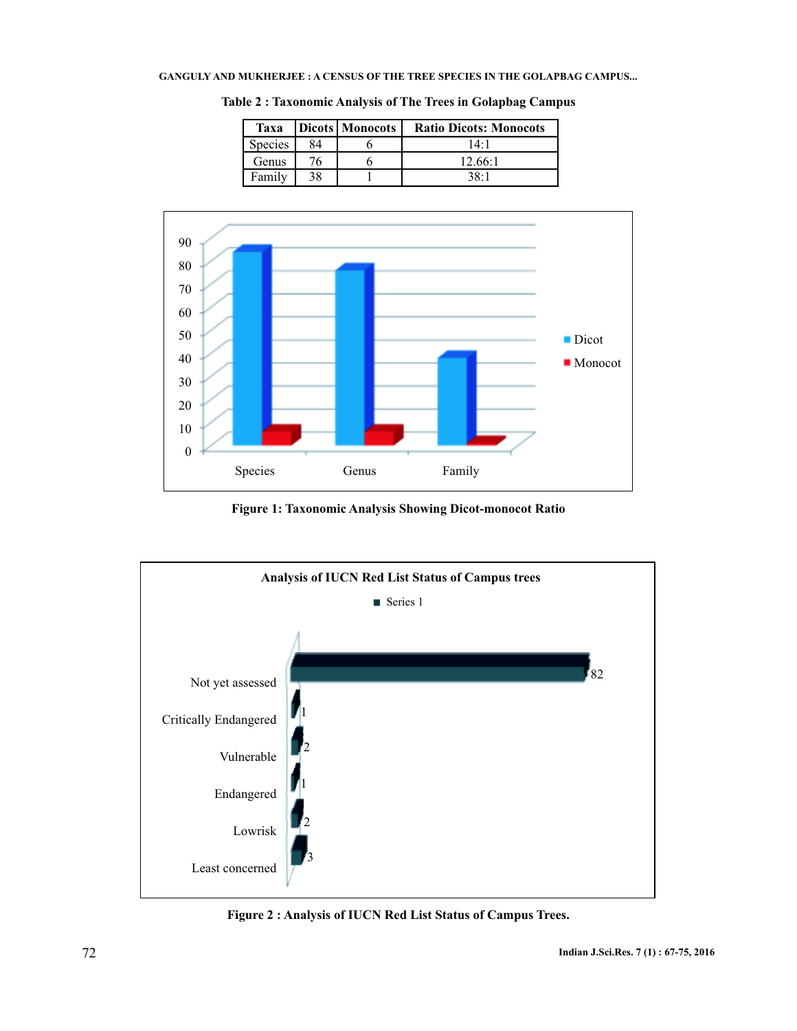**Table 2 : Taxonomic Analysis of The Trees in Golapbag Campus**

| Taxa | Dicots | Monocots | Ratio Dicots: Monocots |
|---|---|---|---|
| Species | 84 | 6 | 14:1 |
| Genus | 76 | 6 | 12.66:1 |
| Family | 38 | 1 | 38:1 |

**Figure 1: Taxonomic Analysis Showing Dicot-monocot Ratio**

**Figure 2 : Analysis of IUCN Red List Status of Campus Trees.**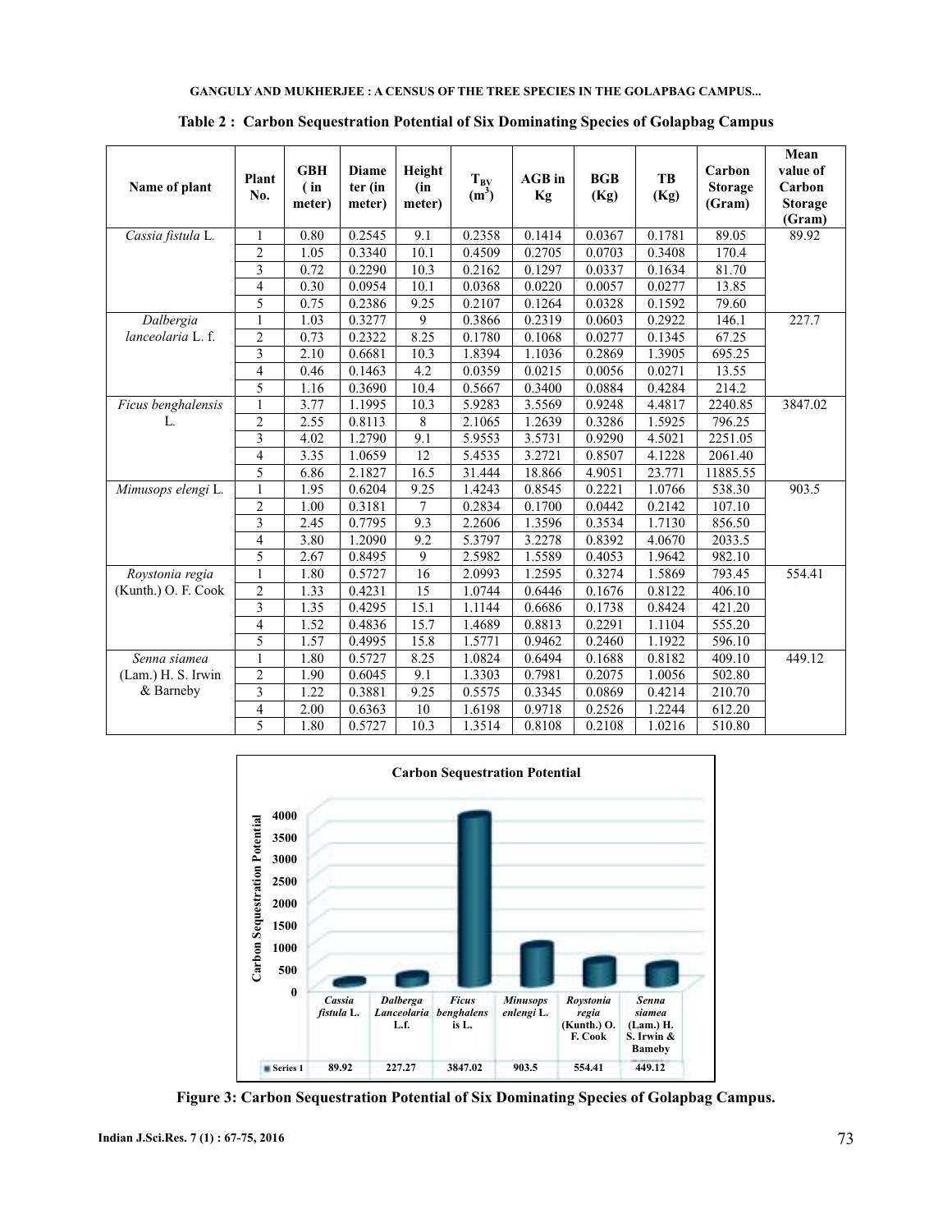**Table 2 : Carbon Sequestration Potential of Six Dominating Species of Golapbag Campus**

| Name of plant | Plant No. | GBH ( in meter) | Diameter (in meter) | Height (in meter) | $T_{BV}$ ($m^3$) | AGB in Kg | BGB (Kg) | TB (Kg) | Carbon Storage (Gram) | Mean value of Carbon Storage (Gram) |
|---|---|---|---|---|---|---|---|---|---|---|
| *Cassia fistula* L. | 1 | 0.80 | 0.2545 | 9.1 | 0.2358 | 0.1414 | 0.0367 | 0.1781 | 89.05 | 89.92 |
| | 2 | 1.05 | 0.3340 | 10.1 | 0.4509 | 0.2705 | 0.0703 | 0.3408 | 170.4 | |
| | 3 | 0.72 | 0.2290 | 10.3 | 0.2162 | 0.1297 | 0.0337 | 0.1634 | 81.70 | |
| | 4 | 0.30 | 0.0954 | 10.1 | 0.0368 | 0.0220 | 0.0057 | 0.0277 | 13.85 | |
| | 5 | 0.75 | 0.2386 | 9.25 | 0.2107 | 0.1264 | 0.0328 | 0.1592 | 79.60 | |
| *Dalbergia lanceolaria* L. f. | 1 | 1.03 | 0.3277 | 9 | 0.3866 | 0.2319 | 0.0603 | 0.2922 | 146.1 | 227.7 |
| | 2 | 0.73 | 0.2322 | 8.25 | 0.1780 | 0.1068 | 0.0277 | 0.1345 | 67.25 | |
| | 3 | 2.10 | 0.6681 | 10.3 | 1.8394 | 1.1036 | 0.2869 | 1.3905 | 695.25 | |
| | 4 | 0.46 | 0.1463 | 4.2 | 0.0359 | 0.0215 | 0.0056 | 0.0271 | 13.55 | |
| | 5 | 1.16 | 0.3690 | 10.4 | 0.5667 | 0.3400 | 0.0884 | 0.4284 | 214.2 | |
| *Ficus benghalensis* L. | 1 | 3.77 | 1.1995 | 10.3 | 5.9283 | 3.5569 | 0.9248 | 4.4817 | 2240.85 | 3847.02 |
| | 2 | 2.55 | 0.8113 | 8 | 2.1065 | 1.2639 | 0.3286 | 1.5925 | 796.25 | |
| | 3 | 4.02 | 1.2790 | 9.1 | 5.9553 | 3.5731 | 0.9290 | 4.5021 | 2251.05 | |
| | 4 | 3.35 | 1.0659 | 12 | 5.4535 | 3.2721 | 0.8507 | 4.1228 | 2061.40 | |
| | 5 | 6.86 | 2.1827 | 16.5 | 31.444 | 18.866 | 4.9051 | 23.771 | 11885.55 | |
| *Mimusops elengi* L. | 1 | 1.95 | 0.6204 | 9.25 | 1.4243 | 0.8545 | 0.2221 | 1.0766 | 538.30 | 903.5 |
| | 2 | 1.00 | 0.3181 | 7 | 0.2834 | 0.1700 | 0.0442 | 0.2142 | 107.10 | |
| | 3 | 2.45 | 0.7795 | 9.3 | 2.2606 | 1.3596 | 0.3534 | 1.7130 | 856.50 | |
| | 4 | 3.80 | 1.2090 | 9.2 | 5.3797 | 3.2278 | 0.8392 | 4.0670 | 2033.5 | |
| | 5 | 2.67 | 0.8495 | 9 | 2.5982 | 1.5589 | 0.4053 | 1.9642 | 982.10 | |
| *Roystonia regia* (Kunth.) O. F. Cook | 1 | 1.80 | 0.5727 | 16 | 2.0993 | 1.2595 | 0.3274 | 1.5869 | 793.45 | 554.41 |
| | 2 | 1.33 | 0.4231 | 15 | 1.0744 | 0.6446 | 0.1676 | 0.8122 | 406.10 | |
| | 3 | 1.35 | 0.4295 | 15.1 | 1.1144 | 0.6686 | 0.1738 | 0.8424 | 421.20 | |
| | 4 | 1.52 | 0.4836 | 15.7 | 1.4689 | 0.8813 | 0.2291 | 1.1104 | 555.20 | |
| | 5 | 1.57 | 0.4995 | 15.8 | 1.5771 | 0.9462 | 0.2460 | 1.1922 | 596.10 | |
| *Senna siamea* (Lam.) H. S. Irwin & Barneby | 1 | 1.80 | 0.5727 | 8.25 | 1.0824 | 0.6494 | 0.1688 | 0.8182 | 409.10 | 449.12 |
| | 2 | 1.90 | 0.6045 | 9.1 | 1.3303 | 0.7981 | 0.2075 | 1.0056 | 502.80 | |
| | 3 | 1.22 | 0.3881 | 9.25 | 0.5575 | 0.3345 | 0.0869 | 0.4214 | 210.70 | |
| | 4 | 2.00 | 0.6363 | 10 | 1.6198 | 0.9718 | 0.2526 | 1.2244 | 612.20 | |
| | 5 | 1.80 | 0.5727 | 10.3 | 1.3514 | 0.8108 | 0.2108 | 1.0216 | 510.80 | |

**Figure 3: Carbon Sequestration Potential of Six Dominating Species of Golapbag Campus.**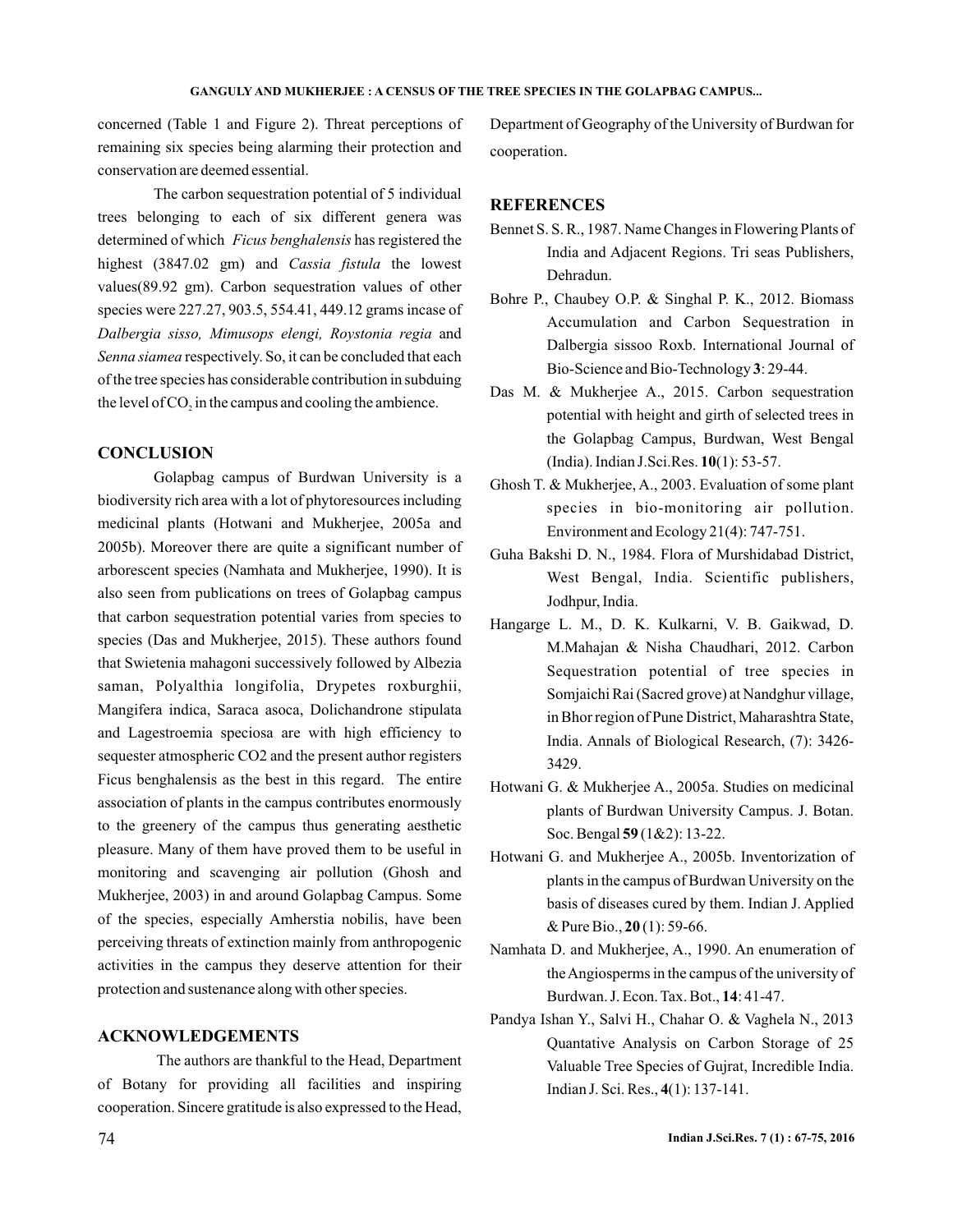concerned (Table 1 and Figure 2). Threat perceptions of remaining six species being alarming their protection and conservation are deemed essential.

The carbon sequestration potential of 5 individual trees belonging to each of six different genera was determined of which *Ficus benghalensis* has registered the highest (3847.02 gm) and *Cassia fistula* the lowest values(89.92 gm). Carbon sequestration values of other species were 227.27, 903.5, 554.41, 449.12 grams incase of *Dalbergia sisso, Mimusops elengi, Roystonia regia* and *Senna siamea* respectively. So, it can be concluded that each of the tree species has considerable contribution in subduing the level of $CO_2$ in the campus and cooling the ambience.

## CONCLUSION

Golapbag campus of Burdwan University is a biodiversity rich area with a lot of phytoresources including medicinal plants (Hotwani and Mukherjee, 2005a and 2005b). Moreover there are quite a significant number of arborescent species (Namhata and Mukherjee, 1990). It is also seen from publications on trees of Golapbag campus that carbon sequestration potential varies from species to species (Das and Mukherjee, 2015). These authors found that Swietenia mahagoni successively followed by Albezia saman, Polyalthia longifolia, Drypetes roxburghii, Mangifera indica, Saraca asoca, Dolichandrone stipulata and Lagestroemia speciosa are with high efficiency to sequester atmospheric CO2 and the present author registers Ficus benghalensis as the best in this regard. The entire association of plants in the campus contributes enormously to the greenery of the campus thus generating aesthetic pleasure. Many of them have proved them to be useful in monitoring and scavenging air pollution (Ghosh and Mukherjee, 2003) in and around Golapbag Campus. Some of the species, especially Amherstia nobilis, have been perceiving threats of extinction mainly from anthropogenic activities in the campus they deserve attention for their protection and sustenance along with other species.

## ACKNOWLEDGEMENTS

The authors are thankful to the Head, Department of Botany for providing all facilities and inspiring cooperation. Sincere gratitude is also expressed to the Head, Department of Geography of the University of Burdwan for cooperation.

## REFERENCES

Bennet S. S. R., 1987. Name Changes in Flowering Plants of India and Adjacent Regions. Tri seas Publishers, Dehradun.

Bohre P., Chaubey O.P. & Singhal P. K., 2012. Biomass Accumulation and Carbon Sequestration in Dalbergia sissoo Roxb. International Journal of Bio-Science and Bio-Technology **3**: 29-44.

Das M. & Mukherjee A., 2015. Carbon sequestration potential with height and girth of selected trees in the Golapbag Campus, Burdwan, West Bengal (India). Indian J.Sci.Res. **10**(1): 53-57.

Ghosh T. & Mukherjee, A., 2003. Evaluation of some plant species in bio-monitoring air pollution. Environment and Ecology 21(4): 747-751.

Guha Bakshi D. N., 1984. Flora of Murshidabad District, West Bengal, India. Scientific publishers, Jodhpur, India.

Hangarge L. M., D. K. Kulkarni, V. B. Gaikwad, D. M.Mahajan & Nisha Chaudhari, 2012. Carbon Sequestration potential of tree species in Somjaichi Rai (Sacred grove) at Nandghur village, in Bhor region of Pune District, Maharashtra State, India. Annals of Biological Research, (7): 3426-3429.

Hotwani G. & Mukherjee A., 2005a. Studies on medicinal plants of Burdwan University Campus. J. Botan. Soc. Bengal **59** (1&2): 13-22.

Hotwani G. and Mukherjee A., 2005b. Inventorization of plants in the campus of Burdwan University on the basis of diseases cured by them. Indian J. Applied & Pure Bio., **20** (1): 59-66.

Namhata D. and Mukherjee, A., 1990. An enumeration of the Angiosperms in the campus of the university of Burdwan. J. Econ. Tax. Bot., **14**: 41-47.

Pandya Ishan Y., Salvi H., Chahar O. & Vaghela N., 2013 Quantative Analysis on Carbon Storage of 25 Valuable Tree Species of Gujrat, Incredible India. Indian J. Sci. Res., **4**(1): 137-141.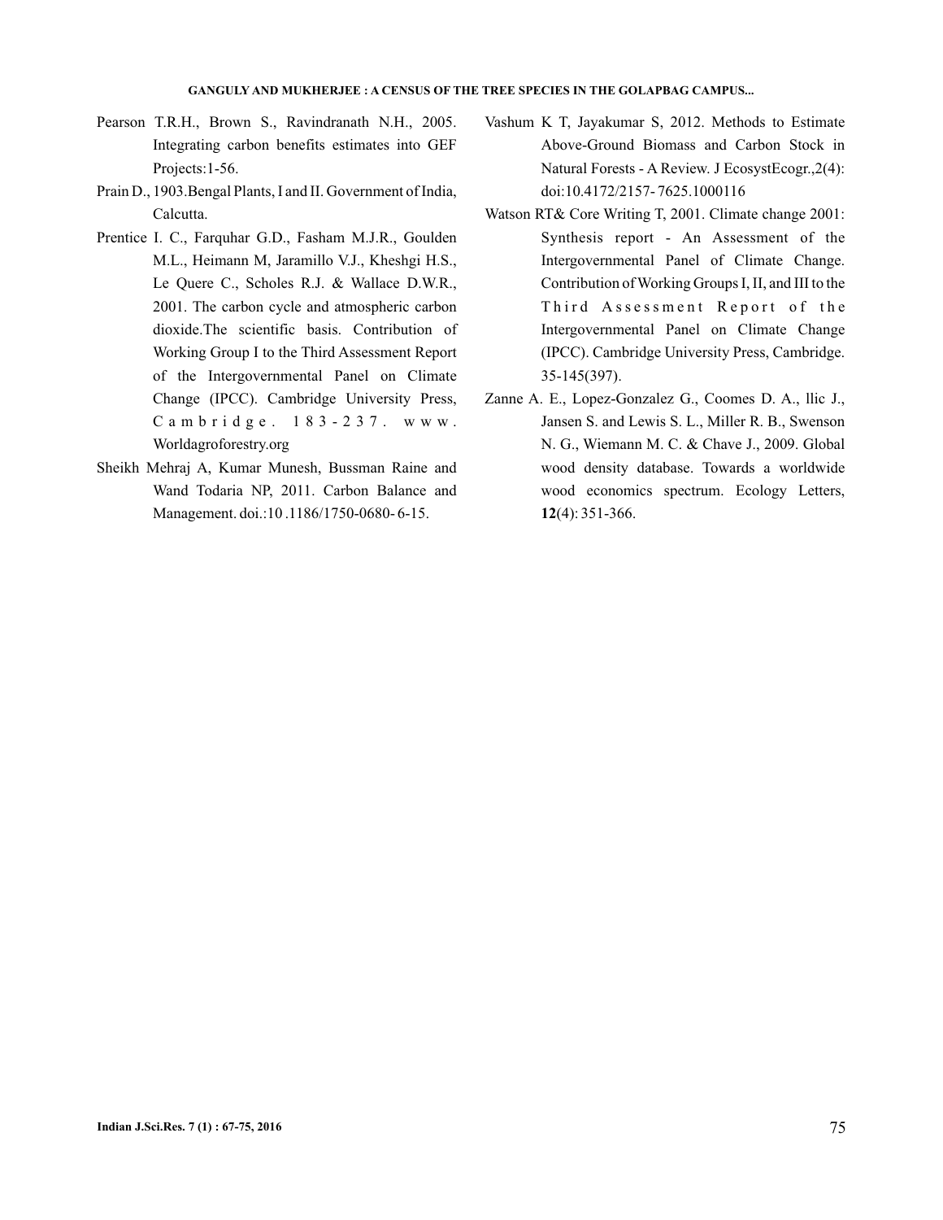Pearson T.R.H., Brown S., Ravindranath N.H., 2005. Integrating carbon benefits estimates into GEF Projects:1-56.

Prain D., 1903.Bengal Plants, I and II. Government of India, Calcutta.

Prentice I. C., Farquhar G.D., Fasham M.J.R., Goulden M.L., Heimann M, Jaramillo V.J., Kheshgi H.S., Le Quere C., Scholes R.J. & Wallace D.W.R., 2001. The carbon cycle and atmospheric carbon dioxide.The scientific basis. Contribution of Working Group I to the Third Assessment Report of the Intergovernmental Panel on Climate Change (IPCC). Cambridge University Press, Cambridge. 183-237. www.Worldagroforestry.org

Sheikh Mehraj A, Kumar Munesh, Bussman Raine and Wand Todaria NP, 2011. Carbon Balance and Management. doi.:10 .1186/1750-0680- 6-15.

Vashum K T, Jayakumar S, 2012. Methods to Estimate Above-Ground Biomass and Carbon Stock in Natural Forests - A Review. J EcosystEcogr.,2(4): doi:10.4172/2157- 7625.1000116

Watson RT& Core Writing T, 2001. Climate change 2001: Synthesis report - An Assessment of the Intergovernmental Panel of Climate Change. Contribution of Working Groups I, II, and III to the Third Assessment Report of the Intergovernmental Panel on Climate Change (IPCC). Cambridge University Press, Cambridge. 35-145(397).

Zanne A. E., Lopez-Gonzalez G., Coomes D. A., llic J., Jansen S. and Lewis S. L., Miller R. B., Swenson N. G., Wiemann M. C. & Chave J., 2009. Global wood density database. Towards a worldwide wood economics spectrum. Ecology Letters, **12**(4): 351-366.